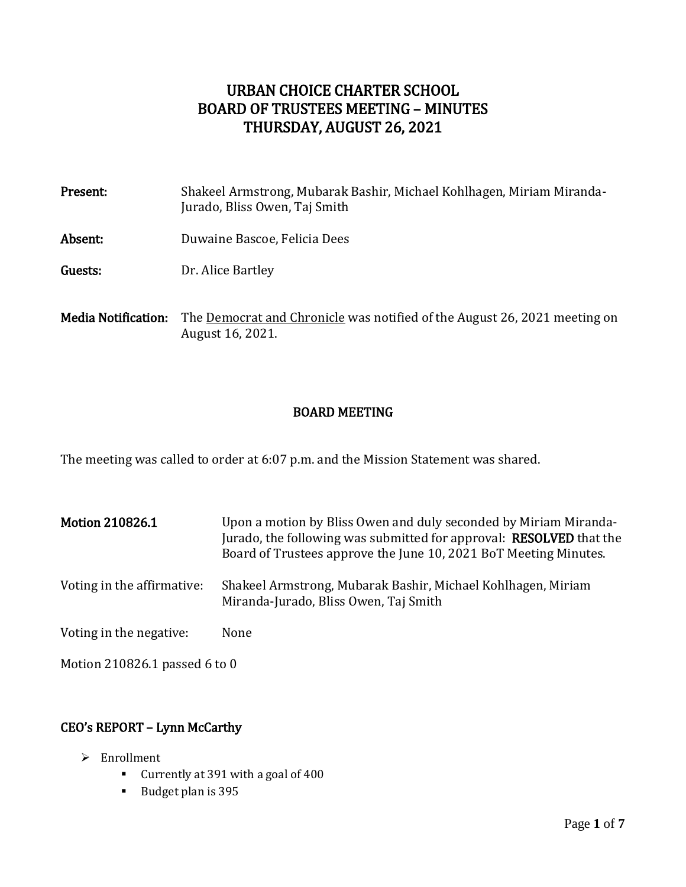# URBAN CHOICE CHARTER SCHOOL
# BOARD OF TRUSTEES MEETING – MINUTES
# THURSDAY, AUGUST 26, 2021

**Present:** Shakeel Armstrong, Mubarak Bashir, Michael Kohlhagen, Miriam Miranda-Jurado, Bliss Owen, Taj Smith

**Absent:** Duwaine Bascoe, Felicia Dees

**Guests:** Dr. Alice Bartley

**Media Notification:** The Democrat and Chronicle was notified of the August 26, 2021 meeting on August 16, 2021.

## BOARD MEETING

The meeting was called to order at 6:07 p.m. and the Mission Statement was shared.

**Motion 210826.1** Upon a motion by Bliss Owen and duly seconded by Miriam Miranda-Jurado, the following was submitted for approval: **RESOLVED** that the Board of Trustees approve the June 10, 2021 BoT Meeting Minutes.

Voting in the affirmative: Shakeel Armstrong, Mubarak Bashir, Michael Kohlhagen, Miriam Miranda-Jurado, Bliss Owen, Taj Smith

Voting in the negative: None

Motion 210826.1 passed 6 to 0

## CEO's REPORT – Lynn McCarthy

- Enrollment
  - Currently at 391 with a goal of 400
  - Budget plan is 395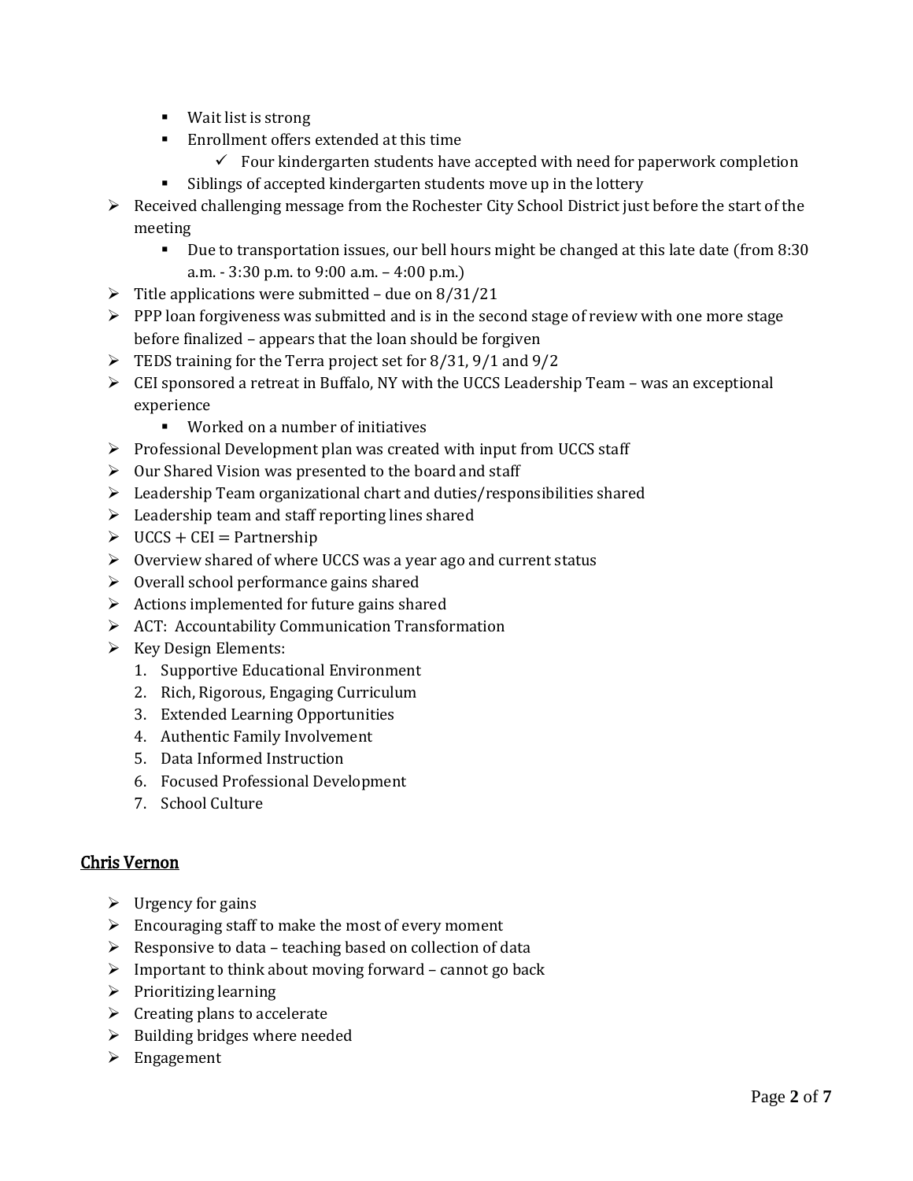- Wait list is strong
    - Enrollment offers extended at this time
        - ✓ Four kindergarten students have accepted with need for paperwork completion
    - Siblings of accepted kindergarten students move up in the lottery
- Received challenging message from the Rochester City School District just before the start of the meeting
    - Due to transportation issues, our bell hours might be changed at this late date (from 8:30 a.m. - 3:30 p.m. to 9:00 a.m. – 4:00 p.m.)
- Title applications were submitted – due on 8/31/21
- PPP loan forgiveness was submitted and is in the second stage of review with one more stage before finalized – appears that the loan should be forgiven
- TEDS training for the Terra project set for 8/31, 9/1 and 9/2
- CEI sponsored a retreat in Buffalo, NY with the UCCS Leadership Team – was an exceptional experience
    - Worked on a number of initiatives
- Professional Development plan was created with input from UCCS staff
- Our Shared Vision was presented to the board and staff
- Leadership Team organizational chart and duties/responsibilities shared
- Leadership team and staff reporting lines shared
- UCCS + CEI = Partnership
- Overview shared of where UCCS was a year ago and current status
- Overall school performance gains shared
- Actions implemented for future gains shared
- ACT: Accountability Communication Transformation
- Key Design Elements:
    1. Supportive Educational Environment
    2. Rich, Rigorous, Engaging Curriculum
    3. Extended Learning Opportunities
    4. Authentic Family Involvement
    5. Data Informed Instruction
    6. Focused Professional Development
    7. School Culture

## Chris Vernon

- Urgency for gains
- Encouraging staff to make the most of every moment
- Responsive to data – teaching based on collection of data
- Important to think about moving forward – cannot go back
- Prioritizing learning
- Creating plans to accelerate
- Building bridges where needed
- Engagement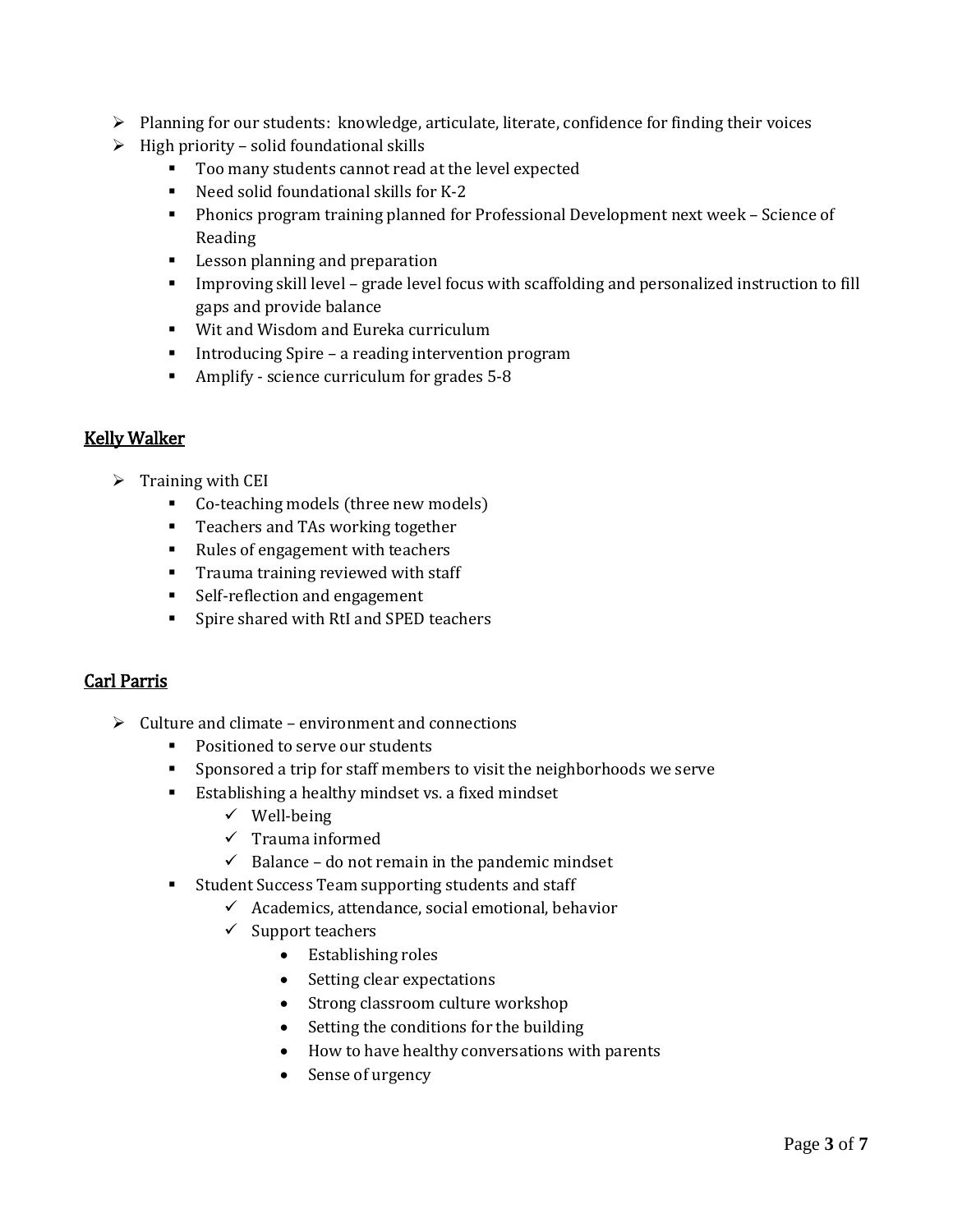- Planning for our students: knowledge, articulate, literate, confidence for finding their voices
- High priority – solid foundational skills
  - Too many students cannot read at the level expected
  - Need solid foundational skills for K-2
  - Phonics program training planned for Professional Development next week – Science of Reading
  - Lesson planning and preparation
  - Improving skill level – grade level focus with scaffolding and personalized instruction to fill gaps and provide balance
  - Wit and Wisdom and Eureka curriculum
  - Introducing Spire – a reading intervention program
  - Amplify - science curriculum for grades 5-8

## Kelly Walker

- Training with CEI
  - Co-teaching models (three new models)
  - Teachers and TAs working together
  - Rules of engagement with teachers
  - Trauma training reviewed with staff
  - Self-reflection and engagement
  - Spire shared with RtI and SPED teachers

## Carl Parris

- Culture and climate – environment and connections
  - Positioned to serve our students
  - Sponsored a trip for staff members to visit the neighborhoods we serve
  - Establishing a healthy mindset vs. a fixed mindset
    - Well-being
    - Trauma informed
    - Balance – do not remain in the pandemic mindset
  - Student Success Team supporting students and staff
    - Academics, attendance, social emotional, behavior
    - Support teachers
      - Establishing roles
      - Setting clear expectations
      - Strong classroom culture workshop
      - Setting the conditions for the building
      - How to have healthy conversations with parents
      - Sense of urgency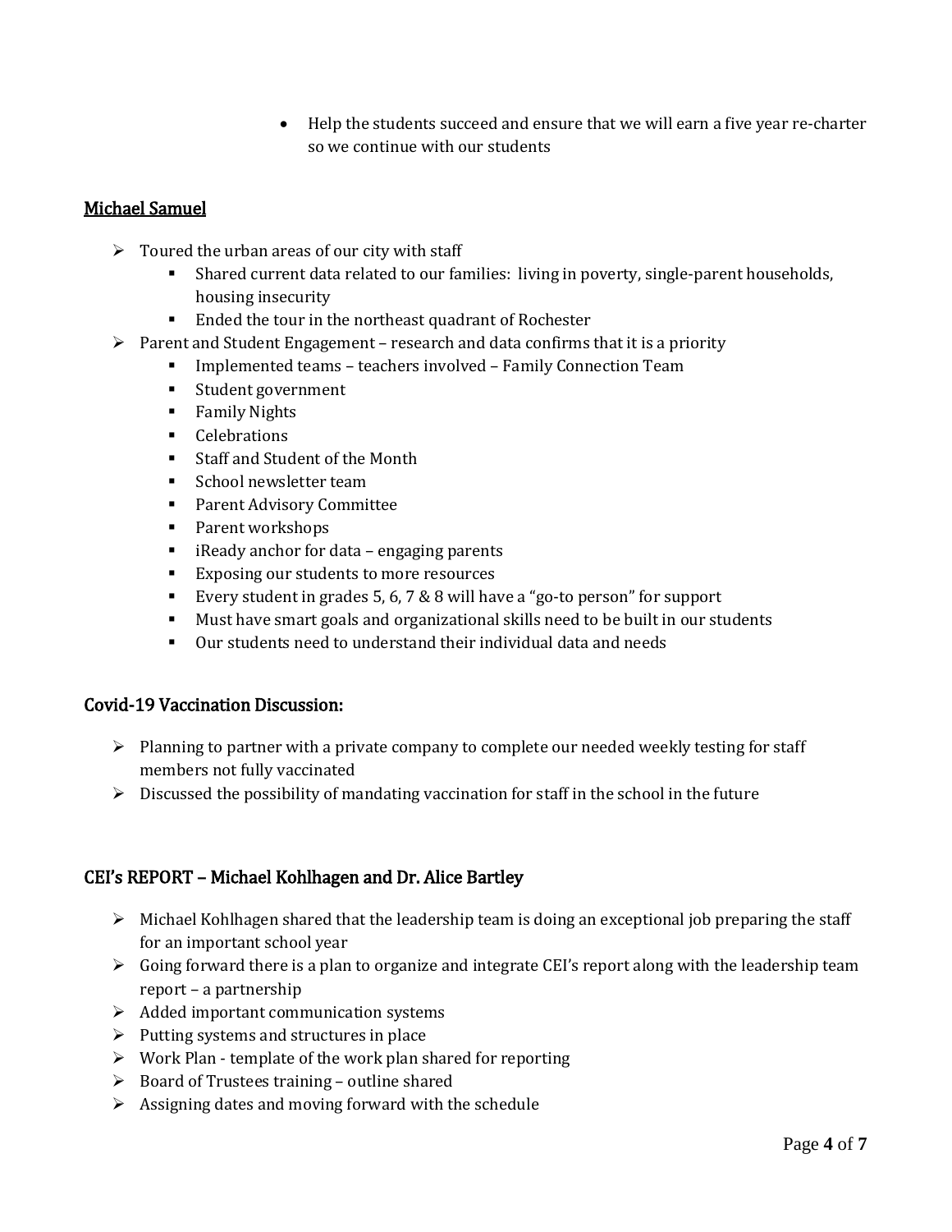- Help the students succeed and ensure that we will earn a five year re-charter so we continue with our students

## Michael Samuel

- Toured the urban areas of our city with staff
  - Shared current data related to our families:  living in poverty, single-parent households, housing insecurity
  - Ended the tour in the northeast quadrant of Rochester
- Parent and Student Engagement – research and data confirms that it is a priority
  - Implemented teams – teachers involved – Family Connection Team
  - Student government
  - Family Nights
  - Celebrations
  - Staff and Student of the Month
  - School newsletter team
  - Parent Advisory Committee
  - Parent workshops
  - iReady anchor for data – engaging parents
  - Exposing our students to more resources
  - Every student in grades 5, 6, 7 & 8 will have a "go-to person" for support
  - Must have smart goals and organizational skills need to be built in our students
  - Our students need to understand their individual data and needs

## Covid-19 Vaccination Discussion:

- Planning to partner with a private company to complete our needed weekly testing for staff members not fully vaccinated
- Discussed the possibility of mandating vaccination for staff in the school in the future

## CEI's REPORT – Michael Kohlhagen and Dr. Alice Bartley

- Michael Kohlhagen shared that the leadership team is doing an exceptional job preparing the staff for an important school year
- Going forward there is a plan to organize and integrate CEI's report along with the leadership team report – a partnership
- Added important communication systems
- Putting systems and structures in place
- Work Plan - template of the work plan shared for reporting
- Board of Trustees training – outline shared
- Assigning dates and moving forward with the schedule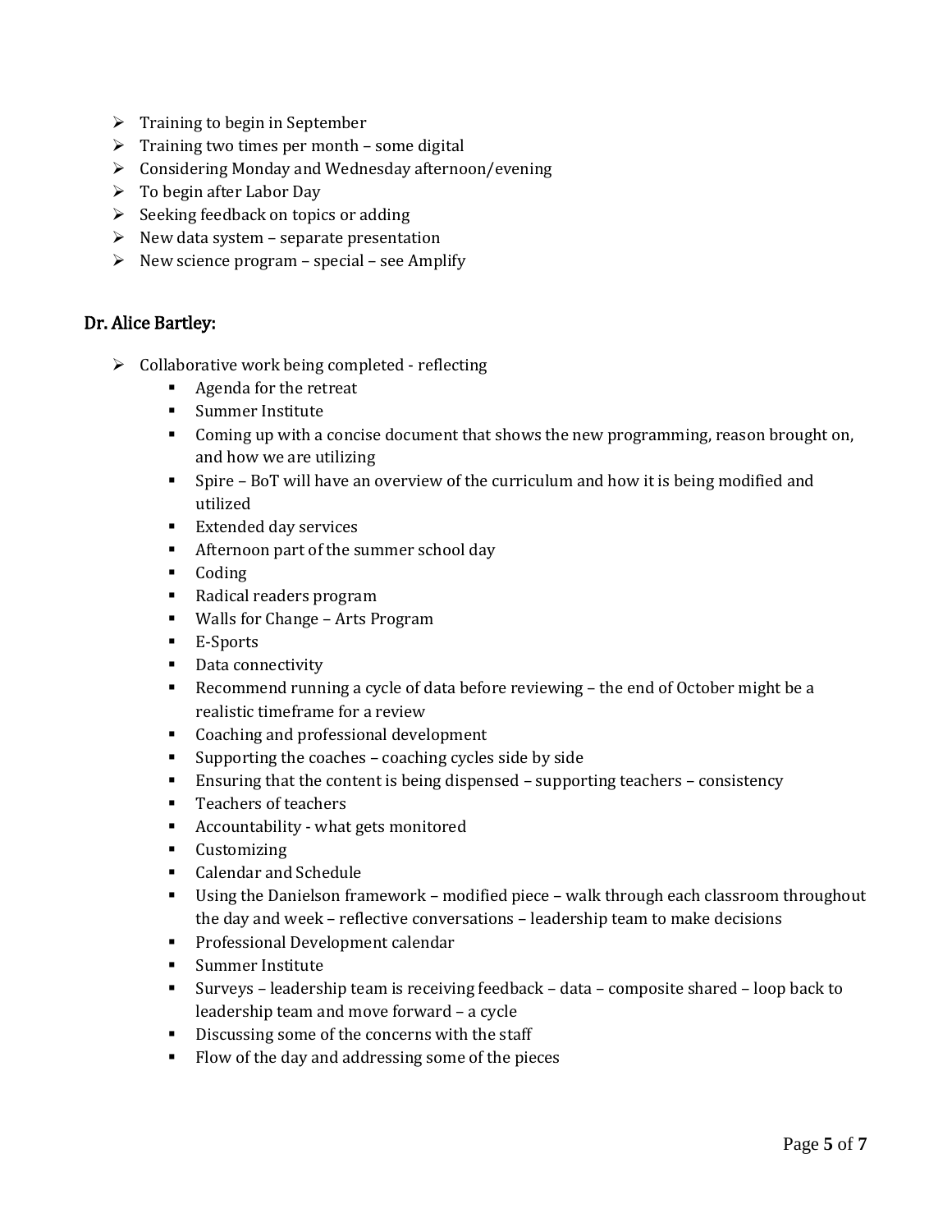- Training to begin in September
- Training two times per month – some digital
- Considering Monday and Wednesday afternoon/evening
- To begin after Labor Day
- Seeking feedback on topics or adding
- New data system – separate presentation
- New science program – special – see Amplify

### Dr. Alice Bartley:

- Collaborative work being completed - reflecting
  - Agenda for the retreat
  - Summer Institute
  - Coming up with a concise document that shows the new programming, reason brought on, and how we are utilizing
  - Spire – BoT will have an overview of the curriculum and how it is being modified and utilized
  - Extended day services
  - Afternoon part of the summer school day
  - Coding
  - Radical readers program
  - Walls for Change – Arts Program
  - E-Sports
  - Data connectivity
  - Recommend running a cycle of data before reviewing – the end of October might be a realistic timeframe for a review
  - Coaching and professional development
  - Supporting the coaches – coaching cycles side by side
  - Ensuring that the content is being dispensed – supporting teachers – consistency
  - Teachers of teachers
  - Accountability - what gets monitored
  - Customizing
  - Calendar and Schedule
  - Using the Danielson framework – modified piece – walk through each classroom throughout the day and week – reflective conversations – leadership team to make decisions
  - Professional Development calendar
  - Summer Institute
  - Surveys – leadership team is receiving feedback – data – composite shared – loop back to leadership team and move forward – a cycle
  - Discussing some of the concerns with the staff
  - Flow of the day and addressing some of the pieces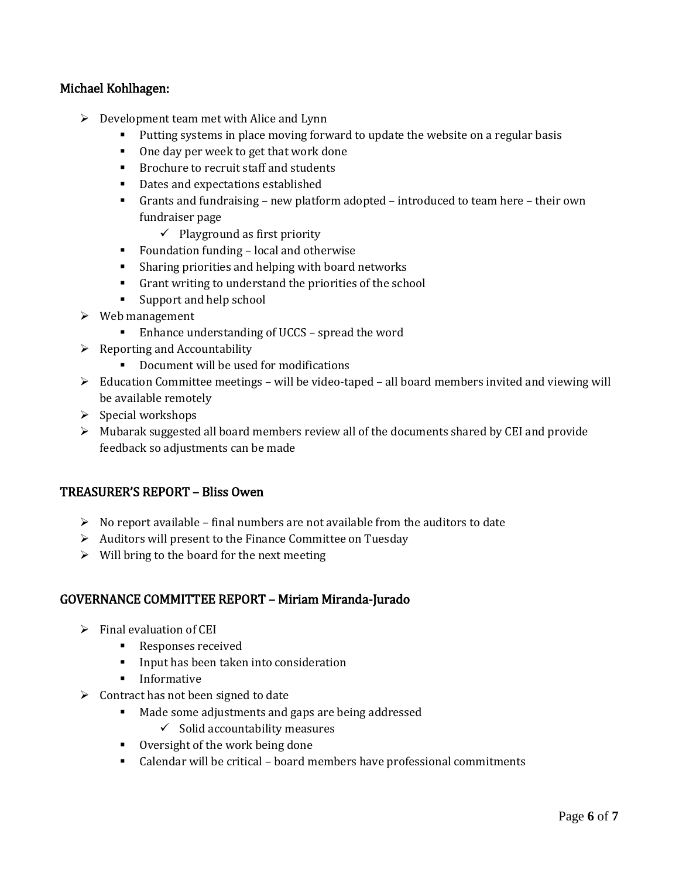### Michael Kohlhagen:

- Development team met with Alice and Lynn
  - Putting systems in place moving forward to update the website on a regular basis
  - One day per week to get that work done
  - Brochure to recruit staff and students
  - Dates and expectations established
  - Grants and fundraising – new platform adopted – introduced to team here – their own fundraiser page
    - ✓ Playground as first priority
  - Foundation funding – local and otherwise
  - Sharing priorities and helping with board networks
  - Grant writing to understand the priorities of the school
  - Support and help school
- Web management
  - Enhance understanding of UCCS – spread the word
- Reporting and Accountability
  - Document will be used for modifications
- Education Committee meetings – will be video-taped – all board members invited and viewing will be available remotely
- Special workshops
- Mubarak suggested all board members review all of the documents shared by CEI and provide feedback so adjustments can be made

## TREASURER'S REPORT – Bliss Owen

- No report available – final numbers are not available from the auditors to date
- Auditors will present to the Finance Committee on Tuesday
- Will bring to the board for the next meeting

## GOVERNANCE COMMITTEE REPORT – Miriam Miranda-Jurado

- Final evaluation of CEI
  - Responses received
  - Input has been taken into consideration
  - Informative
- Contract has not been signed to date
  - Made some adjustments and gaps are being addressed
    - ✓ Solid accountability measures
  - Oversight of the work being done
  - Calendar will be critical – board members have professional commitments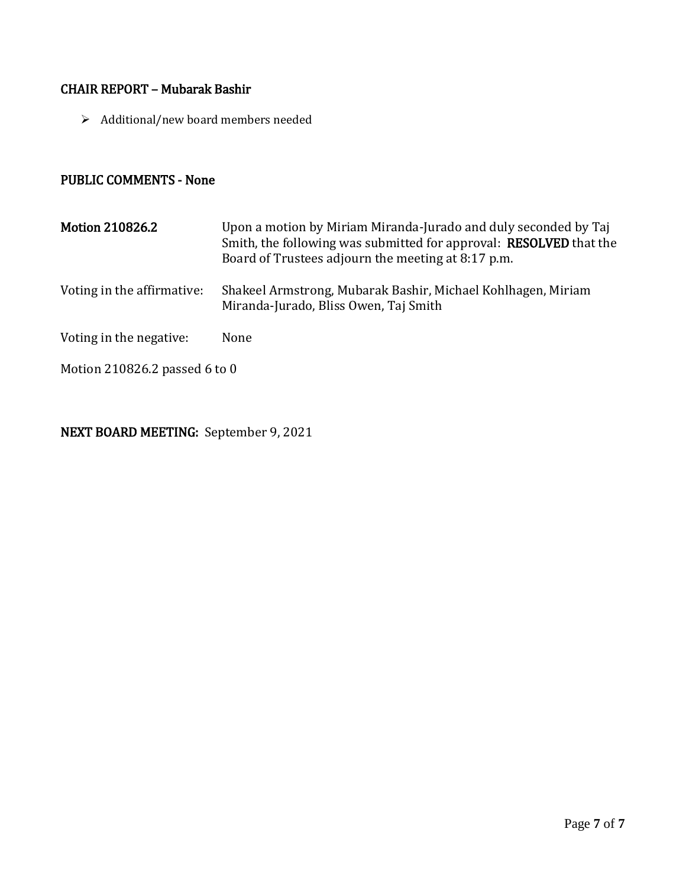### CHAIR REPORT – Mubarak Bashir

- Additional/new board members needed

### PUBLIC COMMENTS - None

| | |
|---|---|
| **Motion 210826.2** | Upon a motion by Miriam Miranda-Jurado and duly seconded by Taj Smith, the following was submitted for approval: **RESOLVED** that the Board of Trustees adjourn the meeting at 8:17 p.m. |
| Voting in the affirmative: | Shakeel Armstrong, Mubarak Bashir, Michael Kohlhagen, Miriam Miranda-Jurado, Bliss Owen, Taj Smith |
| Voting in the negative: | None |

Motion 210826.2 passed 6 to 0

**NEXT BOARD MEETING:** September 9, 2021